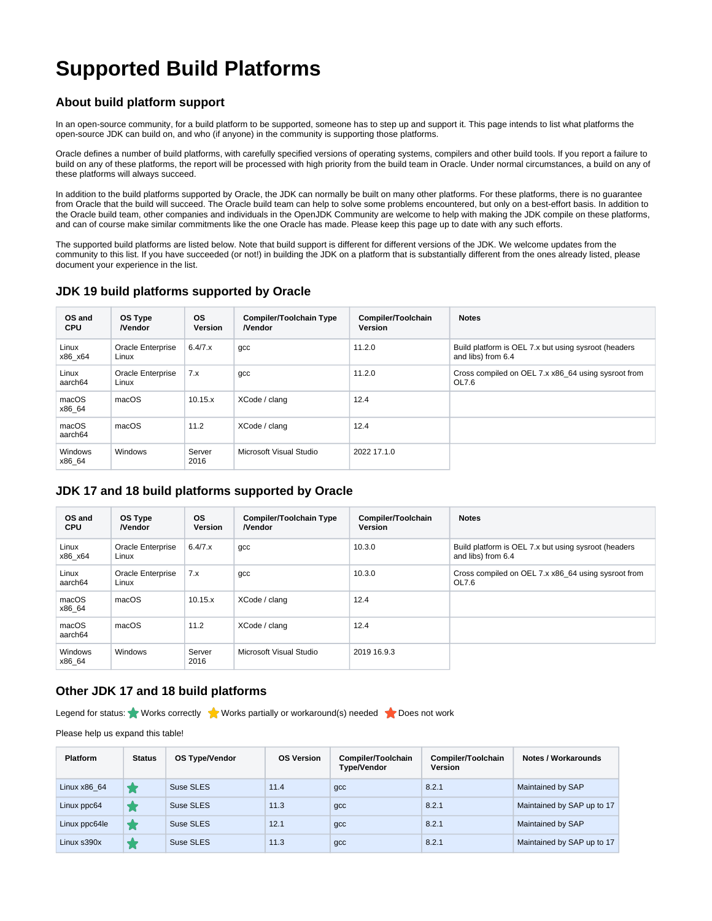# Supported Build Platforms

## About build platform support

In an open-source community, for a build platform to be supported, someone has to step up and support it. This page intends to list what platforms the open-source JDK can build on, and who (if anyone) in the community is supporting those platforms.

Oracle defines a number of build platforms, with carefully specified versions of operating systems, compilers and other build tools. If you report a failure to build on any of these platforms, the report will be processed with high priority from the build team in Oracle. Under normal circumstances, a build on any of these platforms will always succeed.

In addition to the build platforms supported by Oracle, the JDK can normally be built on many other platforms. For these platforms, there is no guarantee from Oracle that the build will succeed. The Oracle build team can help to solve some problems encountered, but only on a best-effort basis. In addition to the Oracle build team, other companies and individuals in the OpenJDK Community are welcome to help with making the JDK compile on these platforms, and can of course make similar commitments like the one Oracle has made. Please keep this page up to date with any such efforts.

The supported build platforms are listed below. Note that build support is different for different versions of the JDK. We welcome updates from the community to this list. If you have succeeded (or not!) in building the JDK on a platform that is substantially different from the ones already listed, please document your experience in the list.

### JDK 19 build platforms supported by Oracle

| OS and CPU | OS Type /Vendor | OS Version | Compiler/Toolchain Type /Vendor | Compiler/Toolchain Version | Notes |
|---|---|---|---|---|---|
| Linux x86_x64 | Oracle Enterprise Linux | 6.4/7.x | gcc | 11.2.0 | Build platform is OEL 7.x but using sysroot (headers and libs) from 6.4 |
| Linux aarch64 | Oracle Enterprise Linux | 7.x | gcc | 11.2.0 | Cross compiled on OEL 7.x x86_64 using sysroot from OL7.6 |
| macOS x86_64 | macOS | 10.15.x | XCode / clang | 12.4 | |
| macOS aarch64 | macOS | 11.2 | XCode / clang | 12.4 | |
| Windows x86_64 | Windows | Server 2016 | Microsoft Visual Studio | 2022 17.1.0 | |

### JDK 17 and 18 build platforms supported by Oracle

| OS and CPU | OS Type /Vendor | OS Version | Compiler/Toolchain Type /Vendor | Compiler/Toolchain Version | Notes |
|---|---|---|---|---|---|
| Linux x86_x64 | Oracle Enterprise Linux | 6.4/7.x | gcc | 10.3.0 | Build platform is OEL 7.x but using sysroot (headers and libs) from 6.4 |
| Linux aarch64 | Oracle Enterprise Linux | 7.x | gcc | 10.3.0 | Cross compiled on OEL 7.x x86_64 using sysroot from OL7.6 |
| macOS x86_64 | macOS | 10.15.x | XCode / clang | 12.4 | |
| macOS aarch64 | macOS | 11.2 | XCode / clang | 12.4 | |
| Windows x86_64 | Windows | Server 2016 | Microsoft Visual Studio | 2019 16.9.3 | |

### Other JDK 17 and 18 build platforms

Legend for status: (green star) Works correctly (yellow star) Works partially or workaround(s) needed (red star) Does not work

Please help us expand this table!

| Platform | Status | OS Type/Vendor | OS Version | Compiler/Toolchain Type/Vendor | Compiler/Toolchain Version | Notes / Workarounds |
|---|---|---|---|---|---|---|
| Linux x86_64 | (green star) | Suse SLES | 11.4 | gcc | 8.2.1 | Maintained by SAP |
| Linux ppc64 | (green star) | Suse SLES | 11.3 | gcc | 8.2.1 | Maintained by SAP up to 17 |
| Linux ppc64le | (green star) | Suse SLES | 12.1 | gcc | 8.2.1 | Maintained by SAP |
| Linux s390x | (green star) | Suse SLES | 11.3 | gcc | 8.2.1 | Maintained by SAP up to 17 |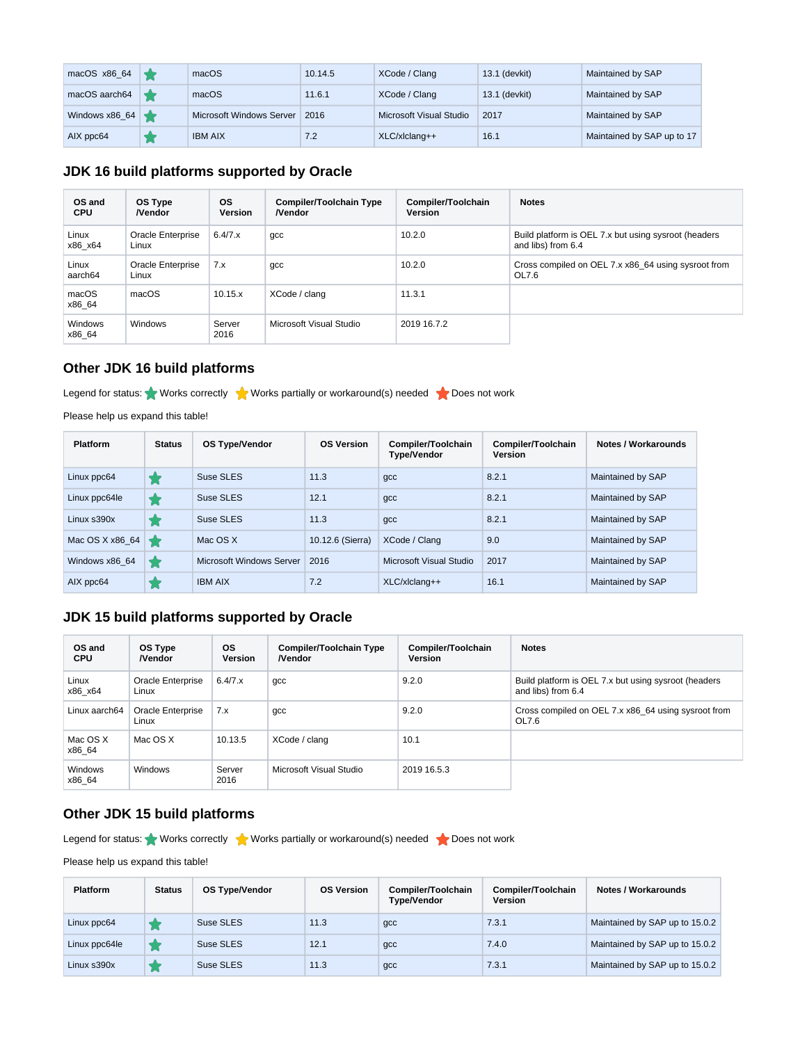| macOS x86_64 | ★ | macOS | 10.14.5 | XCode / Clang | 13.1 (devkit) | Maintained by SAP |
|---|---|---|---|---|---|---|
| macOS aarch64 | ★ | macOS | 11.6.1 | XCode / Clang | 13.1 (devkit) | Maintained by SAP |
| Windows x86_64 | ★ | Microsoft Windows Server | 2016 | Microsoft Visual Studio | 2017 | Maintained by SAP |
| AIX ppc64 | ★ | IBM AIX | 7.2 | XLC/xlclang++ | 16.1 | Maintained by SAP up to 17 |

## JDK 16 build platforms supported by Oracle

| OS and CPU | OS Type /Vendor | OS Version | Compiler/Toolchain Type /Vendor | Compiler/Toolchain Version | Notes |
|---|---|---|---|---|---|
| Linux x86_x64 | Oracle Enterprise Linux | 6.4/7.x | gcc | 10.2.0 | Build platform is OEL 7.x but using sysroot (headers and libs) from 6.4 |
| Linux aarch64 | Oracle Enterprise Linux | 7.x | gcc | 10.2.0 | Cross compiled on OEL 7.x x86_64 using sysroot from OL7.6 |
| macOS x86_64 | macOS | 10.15.x | XCode / clang | 11.3.1 | |
| Windows x86_64 | Windows | Server 2016 | Microsoft Visual Studio | 2019 16.7.2 | |

## Other JDK 16 build platforms

Legend for status: ★ Works correctly ★ Works partially or workaround(s) needed ★ Does not work

Please help us expand this table!

| Platform | Status | OS Type/Vendor | OS Version | Compiler/Toolchain Type/Vendor | Compiler/Toolchain Version | Notes / Workarounds |
|---|---|---|---|---|---|---|
| Linux ppc64 | ★ | Suse SLES | 11.3 | gcc | 8.2.1 | Maintained by SAP |
| Linux ppc64le | ★ | Suse SLES | 12.1 | gcc | 8.2.1 | Maintained by SAP |
| Linux s390x | ★ | Suse SLES | 11.3 | gcc | 8.2.1 | Maintained by SAP |
| Mac OS X x86_64 | ★ | Mac OS X | 10.12.6 (Sierra) | XCode / Clang | 9.0 | Maintained by SAP |
| Windows x86_64 | ★ | Microsoft Windows Server | 2016 | Microsoft Visual Studio | 2017 | Maintained by SAP |
| AIX ppc64 | ★ | IBM AIX | 7.2 | XLC/xlclang++ | 16.1 | Maintained by SAP |

## JDK 15 build platforms supported by Oracle

| OS and CPU | OS Type /Vendor | OS Version | Compiler/Toolchain Type /Vendor | Compiler/Toolchain Version | Notes |
|---|---|---|---|---|---|
| Linux x86_x64 | Oracle Enterprise Linux | 6.4/7.x | gcc | 9.2.0 | Build platform is OEL 7.x but using sysroot (headers and libs) from 6.4 |
| Linux aarch64 | Oracle Enterprise Linux | 7.x | gcc | 9.2.0 | Cross compiled on OEL 7.x x86_64 using sysroot from OL7.6 |
| Mac OS X x86_64 | Mac OS X | 10.13.5 | XCode / clang | 10.1 | |
| Windows x86_64 | Windows | Server 2016 | Microsoft Visual Studio | 2019 16.5.3 | |

## Other JDK 15 build platforms

Legend for status: ★ Works correctly ★ Works partially or workaround(s) needed ★ Does not work

Please help us expand this table!

| Platform | Status | OS Type/Vendor | OS Version | Compiler/Toolchain Type/Vendor | Compiler/Toolchain Version | Notes / Workarounds |
|---|---|---|---|---|---|---|
| Linux ppc64 | ★ | Suse SLES | 11.3 | gcc | 7.3.1 | Maintained by SAP up to 15.0.2 |
| Linux ppc64le | ★ | Suse SLES | 12.1 | gcc | 7.4.0 | Maintained by SAP up to 15.0.2 |
| Linux s390x | ★ | Suse SLES | 11.3 | gcc | 7.3.1 | Maintained by SAP up to 15.0.2 |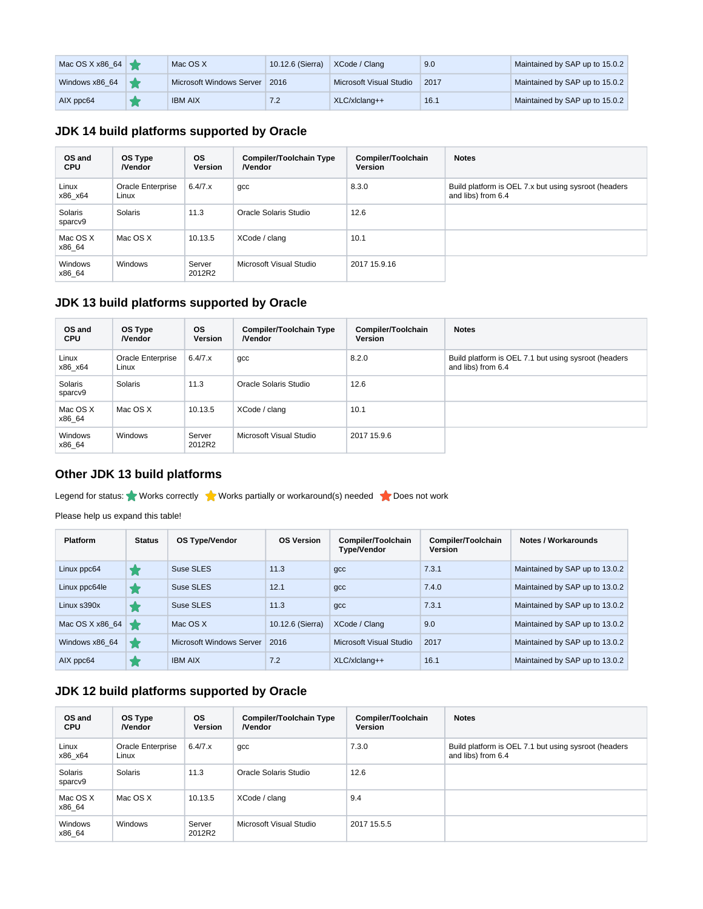| Mac OS X x86_64 | ★ | Mac OS X | 10.12.6 (Sierra) | XCode / Clang | 9.0 | Maintained by SAP up to 15.0.2 |
|---|---|---|---|---|---|---|
| Windows x86_64 | ★ | Microsoft Windows Server | 2016 | Microsoft Visual Studio | 2017 | Maintained by SAP up to 15.0.2 |
| AIX ppc64 | ★ | IBM AIX | 7.2 | XLC/xlclang++ | 16.1 | Maintained by SAP up to 15.0.2 |

## JDK 14 build platforms supported by Oracle

| OS and CPU | OS Type /Vendor | OS Version | Compiler/Toolchain Type /Vendor | Compiler/Toolchain Version | Notes |
|---|---|---|---|---|---|
| Linux x86_x64 | Oracle Enterprise Linux | 6.4/7.x | gcc | 8.3.0 | Build platform is OEL 7.x but using sysroot (headers and libs) from 6.4 |
| Solaris sparcv9 | Solaris | 11.3 | Oracle Solaris Studio | 12.6 | |
| Mac OS X x86_64 | Mac OS X | 10.13.5 | XCode / clang | 10.1 | |
| Windows x86_64 | Windows | Server 2012R2 | Microsoft Visual Studio | 2017 15.9.16 | |

## JDK 13 build platforms supported by Oracle

| OS and CPU | OS Type /Vendor | OS Version | Compiler/Toolchain Type /Vendor | Compiler/Toolchain Version | Notes |
|---|---|---|---|---|---|
| Linux x86_x64 | Oracle Enterprise Linux | 6.4/7.x | gcc | 8.2.0 | Build platform is OEL 7.1 but using sysroot (headers and libs) from 6.4 |
| Solaris sparcv9 | Solaris | 11.3 | Oracle Solaris Studio | 12.6 | |
| Mac OS X x86_64 | Mac OS X | 10.13.5 | XCode / clang | 10.1 | |
| Windows x86_64 | Windows | Server 2012R2 | Microsoft Visual Studio | 2017 15.9.6 | |

## Other JDK 13 build platforms

Legend for status: ★ Works correctly ★ Works partially or workaround(s) needed ★ Does not work

Please help us expand this table!

| Platform | Status | OS Type/Vendor | OS Version | Compiler/Toolchain Type/Vendor | Compiler/Toolchain Version | Notes / Workarounds |
|---|---|---|---|---|---|---|
| Linux ppc64 | ★ | Suse SLES | 11.3 | gcc | 7.3.1 | Maintained by SAP up to 13.0.2 |
| Linux ppc64le | ★ | Suse SLES | 12.1 | gcc | 7.4.0 | Maintained by SAP up to 13.0.2 |
| Linux s390x | ★ | Suse SLES | 11.3 | gcc | 7.3.1 | Maintained by SAP up to 13.0.2 |
| Mac OS X x86_64 | ★ | Mac OS X | 10.12.6 (Sierra) | XCode / Clang | 9.0 | Maintained by SAP up to 13.0.2 |
| Windows x86_64 | ★ | Microsoft Windows Server | 2016 | Microsoft Visual Studio | 2017 | Maintained by SAP up to 13.0.2 |
| AIX ppc64 | ★ | IBM AIX | 7.2 | XLC/xlclang++ | 16.1 | Maintained by SAP up to 13.0.2 |

## JDK 12 build platforms supported by Oracle

| OS and CPU | OS Type /Vendor | OS Version | Compiler/Toolchain Type /Vendor | Compiler/Toolchain Version | Notes |
|---|---|---|---|---|---|
| Linux x86_x64 | Oracle Enterprise Linux | 6.4/7.x | gcc | 7.3.0 | Build platform is OEL 7.1 but using sysroot (headers and libs) from 6.4 |
| Solaris sparcv9 | Solaris | 11.3 | Oracle Solaris Studio | 12.6 | |
| Mac OS X x86_64 | Mac OS X | 10.13.5 | XCode / clang | 9.4 | |
| Windows x86_64 | Windows | Server 2012R2 | Microsoft Visual Studio | 2017 15.5.5 | |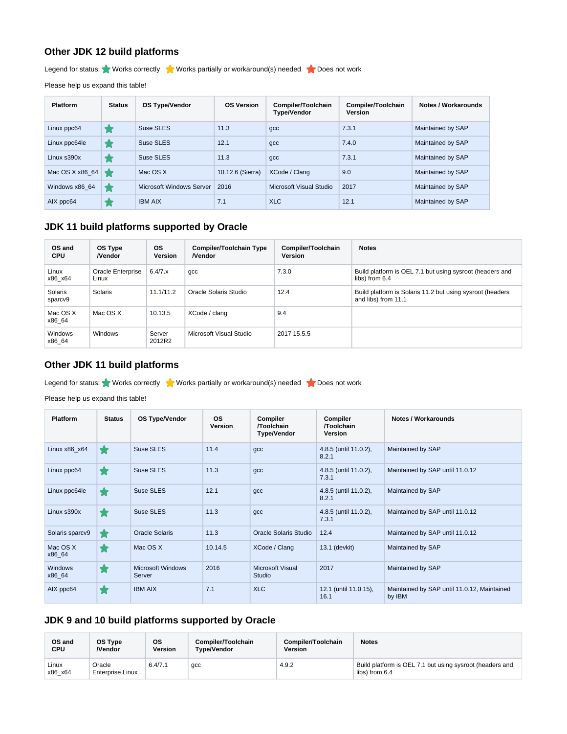## Other JDK 12 build platforms

Legend for status: ★ Works correctly ★ Works partially or workaround(s) needed ★ Does not work

Please help us expand this table!

| Platform | Status | OS Type/Vendor | OS Version | Compiler/Toolchain Type/Vendor | Compiler/Toolchain Version | Notes / Workarounds |
|---|---|---|---|---|---|---|
| Linux ppc64 | ★ | Suse SLES | 11.3 | gcc | 7.3.1 | Maintained by SAP |
| Linux ppc64le | ★ | Suse SLES | 12.1 | gcc | 7.4.0 | Maintained by SAP |
| Linux s390x | ★ | Suse SLES | 11.3 | gcc | 7.3.1 | Maintained by SAP |
| Mac OS X x86_64 | ★ | Mac OS X | 10.12.6 (Sierra) | XCode / Clang | 9.0 | Maintained by SAP |
| Windows x86_64 | ★ | Microsoft Windows Server | 2016 | Microsoft Visual Studio | 2017 | Maintained by SAP |
| AIX ppc64 | ★ | IBM AIX | 7.1 | XLC | 12.1 | Maintained by SAP |

## JDK 11 build platforms supported by Oracle

| OS and CPU | OS Type /Vendor | OS Version | Compiler/Toolchain Type /Vendor | Compiler/Toolchain Version | Notes |
|---|---|---|---|---|---|
| Linux x86_x64 | Oracle Enterprise Linux | 6.4/7.x | gcc | 7.3.0 | Build platform is OEL 7.1 but using sysroot (headers and libs) from 6.4 |
| Solaris sparcv9 | Solaris | 11.1/11.2 | Oracle Solaris Studio | 12.4 | Build platform is Solaris 11.2 but using sysroot (headers and libs) from 11.1 |
| Mac OS X x86_64 | Mac OS X | 10.13.5 | XCode / clang | 9.4 | |
| Windows x86_64 | Windows | Server 2012R2 | Microsoft Visual Studio | 2017 15.5.5 | |

## Other JDK 11 build platforms

Legend for status: ★ Works correctly ★ Works partially or workaround(s) needed ★ Does not work

Please help us expand this table!

| Platform | Status | OS Type/Vendor | OS Version | Compiler /Toolchain Type/Vendor | Compiler /Toolchain Version | Notes / Workarounds |
|---|---|---|---|---|---|---|
| Linux x86_x64 | ★ | Suse SLES | 11.4 | gcc | 4.8.5 (until 11.0.2), 8.2.1 | Maintained by SAP |
| Linux ppc64 | ★ | Suse SLES | 11.3 | gcc | 4.8.5 (until 11.0.2), 7.3.1 | Maintained by SAP until 11.0.12 |
| Linux ppc64le | ★ | Suse SLES | 12.1 | gcc | 4.8.5 (until 11.0.2), 8.2.1 | Maintained by SAP |
| Linux s390x | ★ | Suse SLES | 11.3 | gcc | 4.8.5 (until 11.0.2), 7.3.1 | Maintained by SAP until 11.0.12 |
| Solaris sparcv9 | ★ | Oracle Solaris | 11.3 | Oracle Solaris Studio | 12.4 | Maintained by SAP until 11.0.12 |
| Mac OS X x86_64 | ★ | Mac OS X | 10.14.5 | XCode / Clang | 13.1 (devkit) | Maintained by SAP |
| Windows x86_64 | ★ | Microsoft Windows Server | 2016 | Microsoft Visual Studio | 2017 | Maintained by SAP |
| AIX ppc64 | ★ | IBM AIX | 7.1 | XLC | 12.1 (until 11.0.15), 16.1 | Maintained by SAP until 11.0.12, Maintained by IBM |

## JDK 9 and 10 build platforms supported by Oracle

| OS and CPU | OS Type /Vendor | OS Version | Compiler/Toolchain Type/Vendor | Compiler/Toolchain Version | Notes |
|---|---|---|---|---|---|
| Linux x86_x64 | Oracle Enterprise Linux | 6.4/7.1 | gcc | 4.9.2 | Build platform is OEL 7.1 but using sysroot (headers and libs) from 6.4 |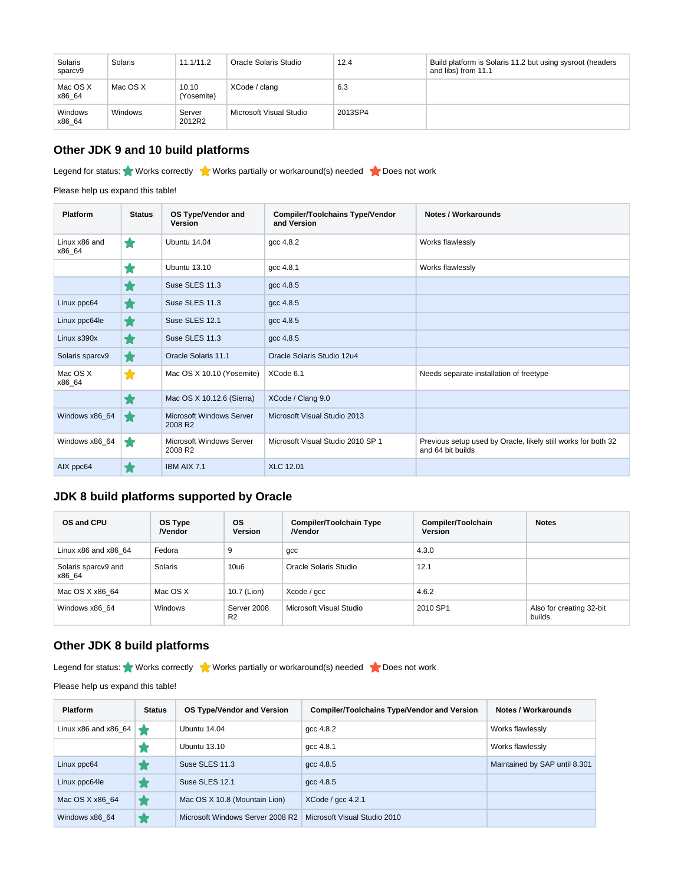| Solaris sparcv9 | Solaris | 11.1/11.2 | Oracle Solaris Studio | 12.4 | Build platform is Solaris 11.2 but using sysroot (headers and libs) from 11.1 |
|---|---|---|---|---|---|
| Mac OS X x86_64 | Mac OS X | 10.10 (Yosemite) | XCode / clang | 6.3 | |
| Windows x86_64 | Windows | Server 2012R2 | Microsoft Visual Studio | 2013SP4 | |

## Other JDK 9 and 10 build platforms

Legend for status: ★ Works correctly ★ Works partially or workaround(s) needed ★ Does not work

Please help us expand this table!

| Platform | Status | OS Type/Vendor and Version | Compiler/Toolchains Type/Vendor and Version | Notes / Workarounds |
|---|---|---|---|---|
| Linux x86 and x86_64 | ★ | Ubuntu 14.04 | gcc 4.8.2 | Works flawlessly |
| | ★ | Ubuntu 13.10 | gcc 4.8.1 | Works flawlessly |
| | ★ | Suse SLES 11.3 | gcc 4.8.5 | |
| Linux ppc64 | ★ | Suse SLES 11.3 | gcc 4.8.5 | |
| Linux ppc64le | ★ | Suse SLES 12.1 | gcc 4.8.5 | |
| Linux s390x | ★ | Suse SLES 11.3 | gcc 4.8.5 | |
| Solaris sparcv9 | ★ | Oracle Solaris 11.1 | Oracle Solaris Studio 12u4 | |
| Mac OS X x86_64 | ★ | Mac OS X 10.10 (Yosemite) | XCode 6.1 | Needs separate installation of freetype |
| | ★ | Mac OS X 10.12.6 (Sierra) | XCode / Clang 9.0 | |
| Windows x86_64 | ★ | Microsoft Windows Server 2008 R2 | Microsoft Visual Studio 2013 | |
| Windows x86_64 | ★ | Microsoft Windows Server 2008 R2 | Microsoft Visual Studio 2010 SP 1 | Previous setup used by Oracle, likely still works for both 32 and 64 bit builds |
| AIX ppc64 | ★ | IBM AIX 7.1 | XLC 12.01 | |

## JDK 8 build platforms supported by Oracle

| OS and CPU | OS Type /Vendor | OS Version | Compiler/Toolchain Type /Vendor | Compiler/Toolchain Version | Notes |
|---|---|---|---|---|---|
| Linux x86 and x86_64 | Fedora | 9 | gcc | 4.3.0 | |
| Solaris sparcv9 and x86_64 | Solaris | 10u6 | Oracle Solaris Studio | 12.1 | |
| Mac OS X x86_64 | Mac OS X | 10.7 (Lion) | Xcode / gcc | 4.6.2 | |
| Windows x86_64 | Windows | Server 2008 R2 | Microsoft Visual Studio | 2010 SP1 | Also for creating 32-bit builds. |

## Other JDK 8 build platforms

Legend for status: ★ Works correctly ★ Works partially or workaround(s) needed ★ Does not work

Please help us expand this table!

| Platform | Status | OS Type/Vendor and Version | Compiler/Toolchains Type/Vendor and Version | Notes / Workarounds |
|---|---|---|---|---|
| Linux x86 and x86_64 | ★ | Ubuntu 14.04 | gcc 4.8.2 | Works flawlessly |
| | ★ | Ubuntu 13.10 | gcc 4.8.1 | Works flawlessly |
| Linux ppc64 | ★ | Suse SLES 11.3 | gcc 4.8.5 | Maintained by SAP until 8.301 |
| Linux ppc64le | ★ | Suse SLES 12.1 | gcc 4.8.5 | |
| Mac OS X x86_64 | ★ | Mac OS X 10.8 (Mountain Lion) | XCode / gcc 4.2.1 | |
| Windows x86_64 | ★ | Microsoft Windows Server 2008 R2 | Microsoft Visual Studio 2010 | |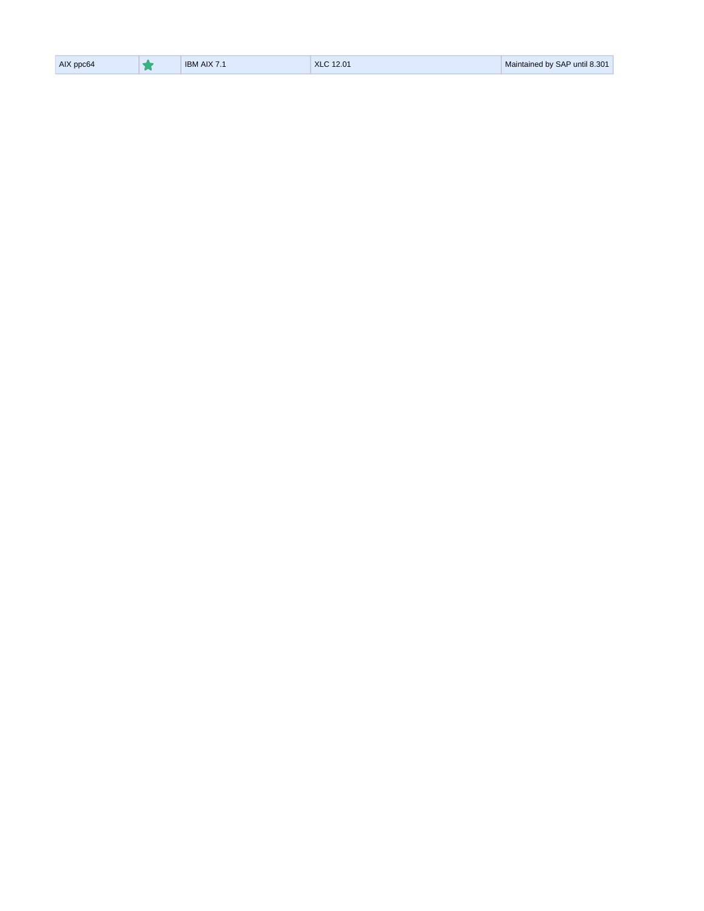| | | | | |
|---|---|---|---|---|
| AIX ppc64 | ★ | IBM AIX 7.1 | XLC 12.01 | Maintained by SAP until 8.301 |